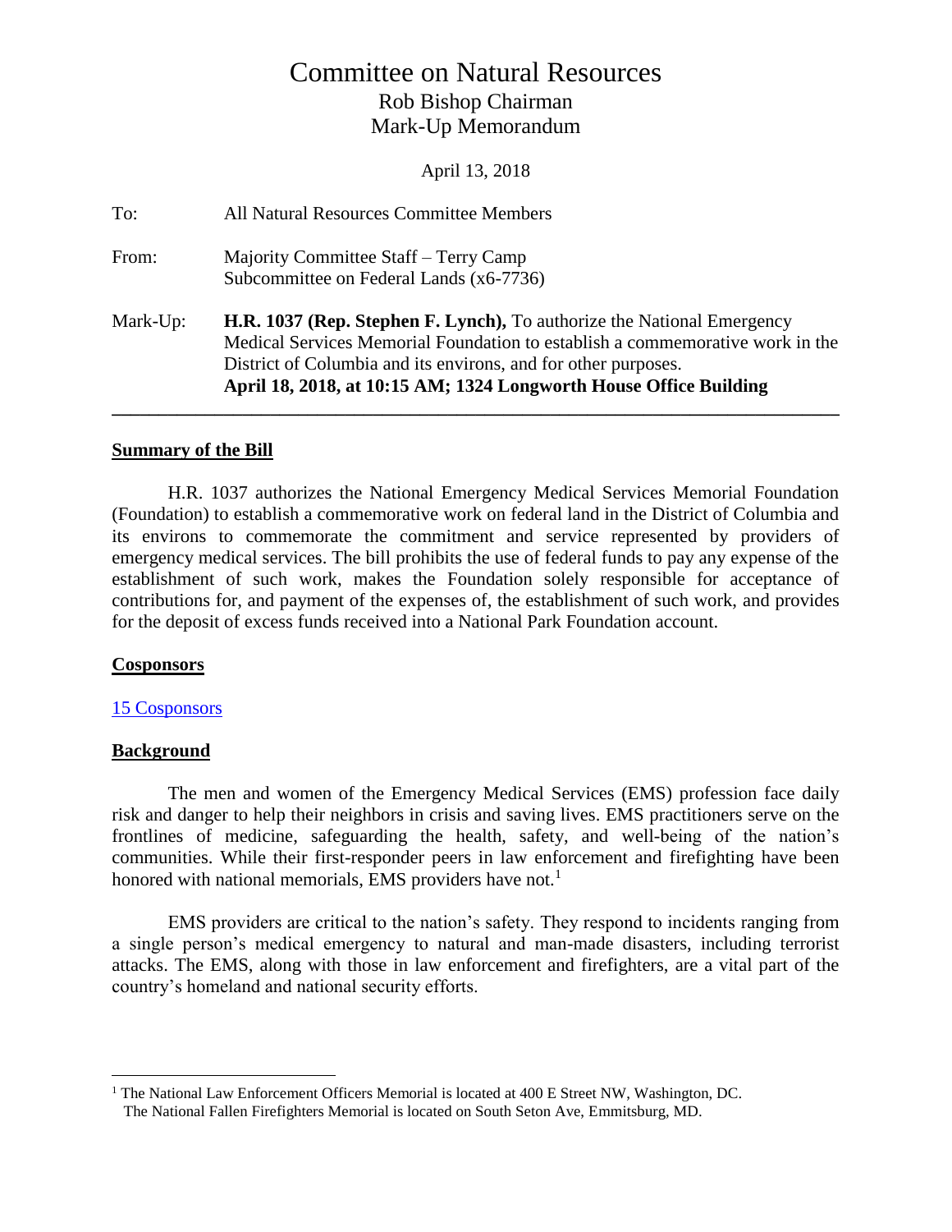# Committee on Natural Resources

## Rob Bishop Chairman

## Mark-Up Memorandum

April 13, 2018

To: All Natural Resources Committee Members

From: Majority Committee Staff – Terry Camp
Subcommittee on Federal Lands (x6-7736)

Mark-Up: **H.R. 1037 (Rep. Stephen F. Lynch),** To authorize the National Emergency Medical Services Memorial Foundation to establish a commemorative work in the District of Columbia and its environs, and for other purposes.
**April 18, 2018, at 10:15 AM; 1324 Longworth House Office Building**

---

**Summary of the Bill**

H.R. 1037 authorizes the National Emergency Medical Services Memorial Foundation (Foundation) to establish a commemorative work on federal land in the District of Columbia and its environs to commemorate the commitment and service represented by providers of emergency medical services. The bill prohibits the use of federal funds to pay any expense of the establishment of such work, makes the Foundation solely responsible for acceptance of contributions for, and payment of the expenses of, the establishment of such work, and provides for the deposit of excess funds received into a National Park Foundation account.

**Cosponsors**

15 Cosponsors

**Background**

The men and women of the Emergency Medical Services (EMS) profession face daily risk and danger to help their neighbors in crisis and saving lives. EMS practitioners serve on the frontlines of medicine, safeguarding the health, safety, and well-being of the nation's communities. While their first-responder peers in law enforcement and firefighting have been honored with national memorials, EMS providers have not.[1]

EMS providers are critical to the nation's safety. They respond to incidents ranging from a single person's medical emergency to natural and man-made disasters, including terrorist attacks. The EMS, along with those in law enforcement and firefighters, are a vital part of the country's homeland and national security efforts.

---

[1] The National Law Enforcement Officers Memorial is located at 400 E Street NW, Washington, DC.
The National Fallen Firefighters Memorial is located on South Seton Ave, Emmitsburg, MD.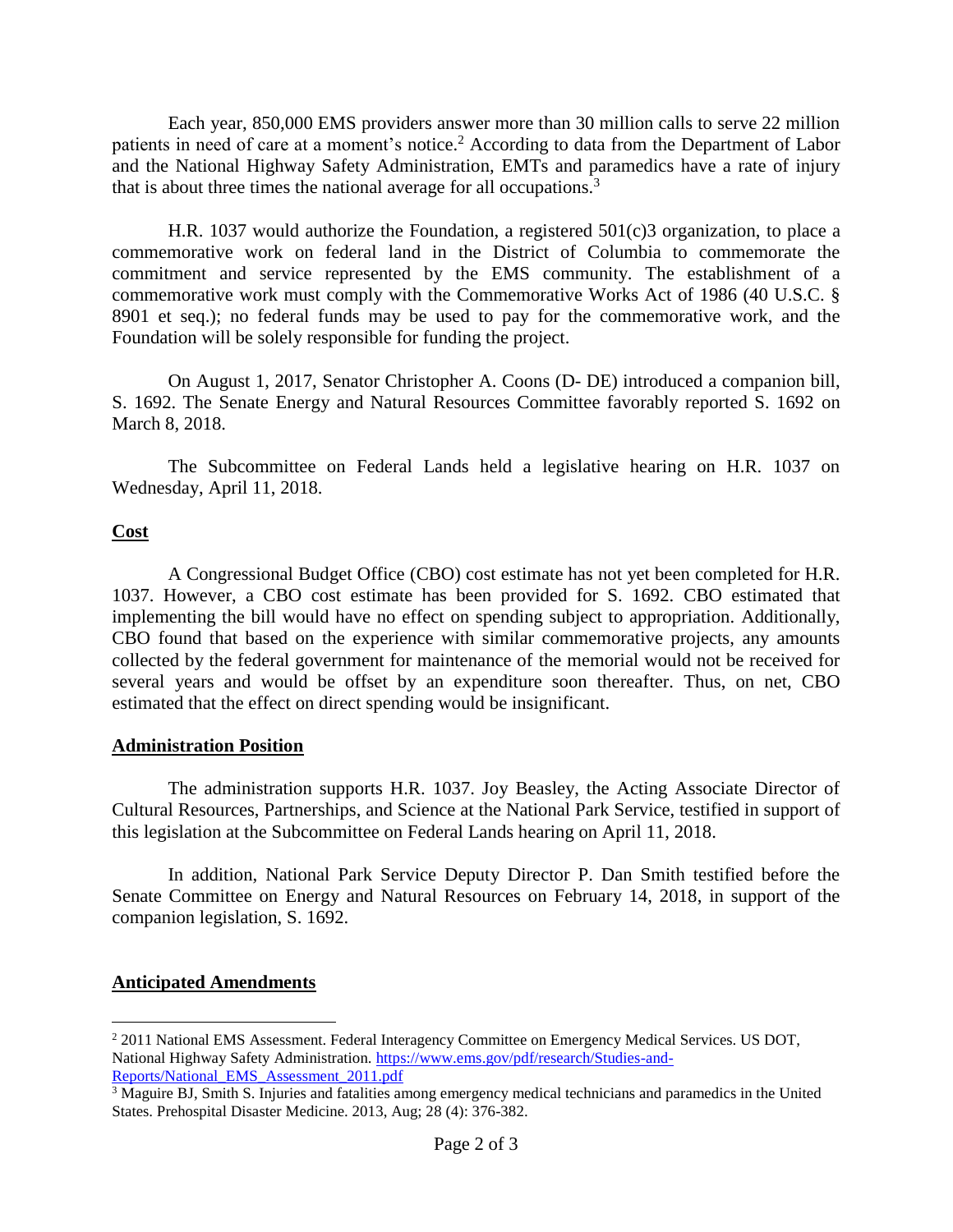Each year, 850,000 EMS providers answer more than 30 million calls to serve 22 million patients in need of care at a moment's notice.[2] According to data from the Department of Labor and the National Highway Safety Administration, EMTs and paramedics have a rate of injury that is about three times the national average for all occupations.[3]

H.R. 1037 would authorize the Foundation, a registered 501(c)3 organization, to place a commemorative work on federal land in the District of Columbia to commemorate the commitment and service represented by the EMS community. The establishment of a commemorative work must comply with the Commemorative Works Act of 1986 (40 U.S.C. § 8901 et seq.); no federal funds may be used to pay for the commemorative work, and the Foundation will be solely responsible for funding the project.

On August 1, 2017, Senator Christopher A. Coons (D- DE) introduced a companion bill, S. 1692. The Senate Energy and Natural Resources Committee favorably reported S. 1692 on March 8, 2018.

The Subcommittee on Federal Lands held a legislative hearing on H.R. 1037 on Wednesday, April 11, 2018.

## Cost

A Congressional Budget Office (CBO) cost estimate has not yet been completed for H.R. 1037. However, a CBO cost estimate has been provided for S. 1692. CBO estimated that implementing the bill would have no effect on spending subject to appropriation. Additionally, CBO found that based on the experience with similar commemorative projects, any amounts collected by the federal government for maintenance of the memorial would not be received for several years and would be offset by an expenditure soon thereafter. Thus, on net, CBO estimated that the effect on direct spending would be insignificant.

## Administration Position

The administration supports H.R. 1037. Joy Beasley, the Acting Associate Director of Cultural Resources, Partnerships, and Science at the National Park Service, testified in support of this legislation at the Subcommittee on Federal Lands hearing on April 11, 2018.

In addition, National Park Service Deputy Director P. Dan Smith testified before the Senate Committee on Energy and Natural Resources on February 14, 2018, in support of the companion legislation, S. 1692.

## Anticipated Amendments

---

[2] 2011 National EMS Assessment. Federal Interagency Committee on Emergency Medical Services. US DOT, National Highway Safety Administration. https://www.ems.gov/pdf/research/Studies-and-Reports/National_EMS_Assessment_2011.pdf

[3] Maguire BJ, Smith S. Injuries and fatalities among emergency medical technicians and paramedics in the United States. Prehospital Disaster Medicine. 2013, Aug; 28 (4): 376-382.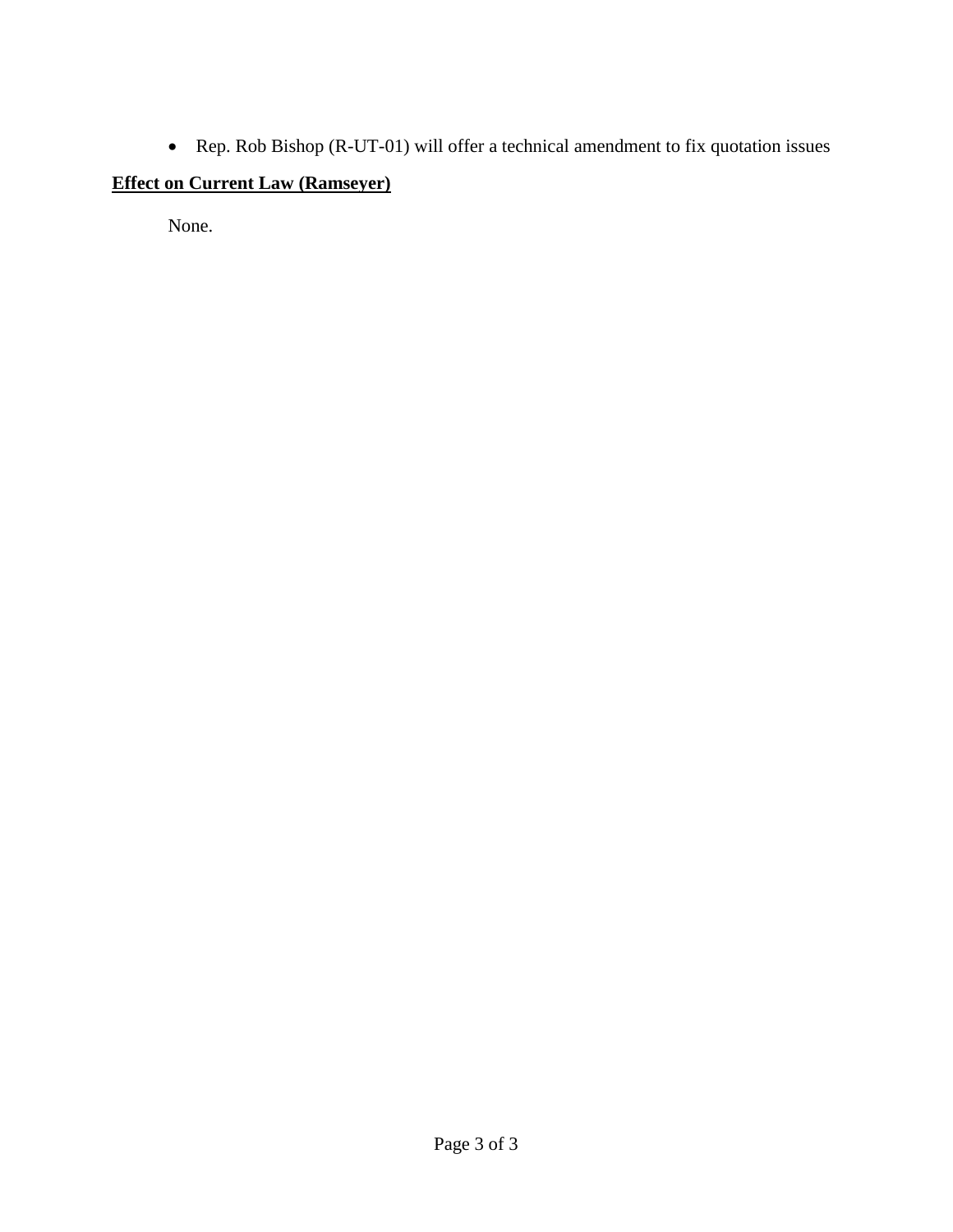- Rep. Rob Bishop (R-UT-01) will offer a technical amendment to fix quotation issues

**Effect on Current Law (Ramseyer)**

None.